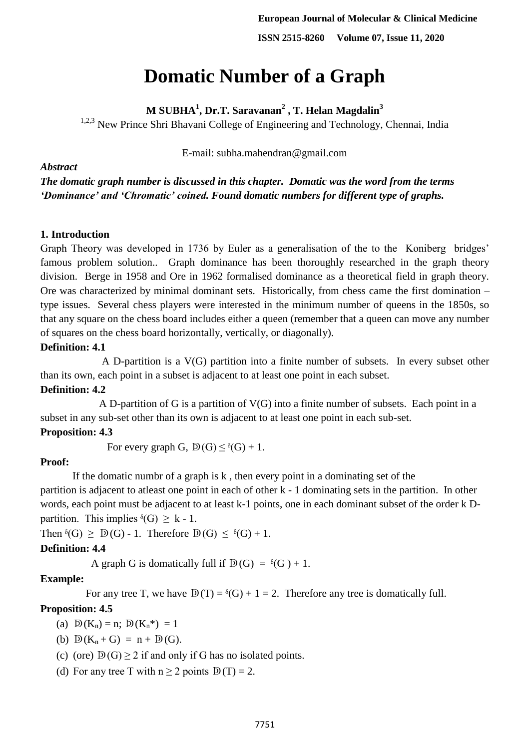# Domatic Number of a Graph

**M SUBHA[1], Dr.T. Saravanan[2] , T. Helan Magdalin[3]**

[1,2,3] New Prince Shri Bhavani College of Engineering and Technology, Chennai, India

E-mail: subha.mahendran@gmail.com

***Abstract***

***The domatic graph number is discussed in this chapter. Domatic was the word from the terms 'Dominance' and 'Chromatic' coined. Found domatic numbers for different type of graphs.***

## 1. Introduction

Graph Theory was developed in 1736 by Euler as a generalisation of the to the Koniberg bridges' famous problem solution.. Graph dominance has been thoroughly researched in the graph theory division. Berge in 1958 and Ore in 1962 formalised dominance as a theoretical field in graph theory. Ore was characterized by minimal dominant sets. Historically, from chess came the first domination – type issues. Several chess players were interested in the minimum number of queens in the 1850s, so that any square on the chess board includes either a queen (remember that a queen can move any number of squares on the chess board horizontally, vertically, or diagonally).

**Definition: 4.1**

A D-partition is a V(G) partition into a finite number of subsets. In every subset other than its own, each point in a subset is adjacent to at least one point in each subset.

**Definition: 4.2**

A D-partition of G is a partition of V(G) into a finite number of subsets. Each point in a subset in any sub-set other than its own is adjacent to at least one point in each sub-set.

**Proposition: 4.3**

For every graph G, $Ɖ(G) \leq \delta(G) + 1$.

**Proof:**

If the domatic numbr of a graph is k , then every point in a dominating set of the partition is adjacent to atleast one point in each of other k - 1 dominating sets in the partition. In other words, each point must be adjacent to at least k-1 points, one in each dominant subset of the order k D-partition. This implies $\delta(G) \geq k - 1$.

Then $\delta(G) \geq Ɖ(G) - 1$. Therefore $Ɖ(G) \leq \delta(G) + 1$.

**Definition: 4.4**

A graph G is domatically full if $Ɖ(G) = \delta(G) + 1$.

**Example:**

For any tree T, we have $Ɖ(T) = \delta(G) + 1 = 2$. Therefore any tree is domatically full.

**Proposition: 4.5**

(a) $Ɖ(K_n) = n$; $Ɖ(K_n^*) = 1$

(b) $Ɖ(K_n + G) = n + Ɖ(G)$.

(c) (ore) $Ɖ(G) \geq 2$ if and only if G has no isolated points.

(d) For any tree T with $n \geq 2$ points $Ɖ(T) = 2$.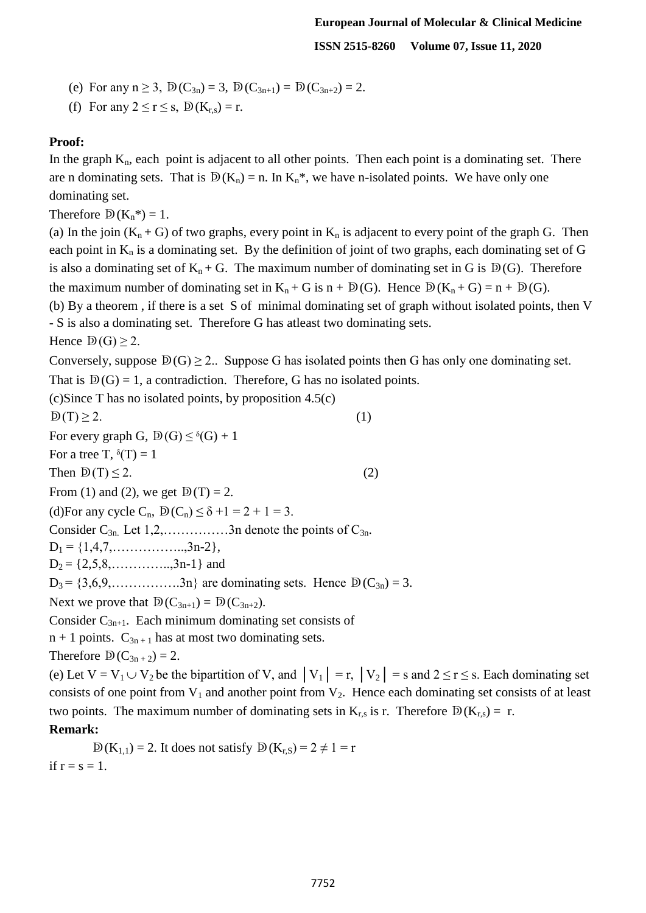(e) For any $n \geq 3$, $Ð(C_{3n}) = 3$, $Ð(C_{3n+1}) = Ð(C_{3n+2}) = 2$.

(f) For any $2 \leq r \leq s$, $Ð(K_{r,s}) = r$.

**Proof:**

In the graph $K_n$, each point is adjacent to all other points. Then each point is a dominating set. There are n dominating sets. That is $Ð(K_n) = n$. In $K_n$*, we have n-isolated points. We have only one dominating set.

Therefore $Ð(K_n^*) = 1$.

(a) In the join $(K_n + G)$ of two graphs, every point in $K_n$ is adjacent to every point of the graph G. Then each point in $K_n$ is a dominating set. By the definition of joint of two graphs, each dominating set of G is also a dominating set of $K_n + G$. The maximum number of dominating set in G is $Ð(G)$. Therefore the maximum number of dominating set in $K_n + G$ is $n + Ð(G)$. Hence $Ð(K_n + G) = n + Ð(G)$.

(b) By a theorem , if there is a set S of minimal dominating set of graph without isolated points, then V - S is also a dominating set. Therefore G has atleast two dominating sets.

Hence $Ð(G) \geq 2$.

Conversely, suppose $Ð(G) \geq 2$.. Suppose G has isolated points then G has only one dominating set. That is $Ð(G) = 1$, a contradiction. Therefore, G has no isolated points.

(c)Since T has no isolated points, by proposition 4.5(c)

$Ð(T) \geq 2$. (1)

For every graph G, $Ð(G) \leq \delta(G) + 1$

For a tree T, $\delta(T) = 1$

Then $Ð(T) \leq 2$. (2)

From (1) and (2), we get $Ð(T) = 2$.

(d)For any cycle $C_n$, $Ð(C_n) \leq \delta + 1 = 2 + 1 = 3$.

Consider $C_{3n}$. Let 1,2,……………3n denote the points of $C_{3n}$.

$D_1 = \{1,4,7,……………..,3n-2\}$,

$D_2 = \{2,5,8,…………..,3n-1\}$ and

$D_3 = \{3,6,9,…………….3n\}$ are dominating sets. Hence $Ð(C_{3n}) = 3$.

Next we prove that $Ð(C_{3n+1}) = Ð(C_{3n+2})$.

Consider $C_{3n+1}$. Each minimum dominating set consists of

n + 1 points. $C_{3n+1}$ has at most two dominating sets.

Therefore $Ð(C_{3n+2}) = 2$.

(e) Let $V = V_1 \cup V_2$ be the bipartition of V, and $|V_1| = r$, $|V_2| = s$ and $2 \leq r \leq s$. Each dominating set consists of one point from $V_1$ and another point from $V_2$. Hence each dominating set consists of at least two points. The maximum number of dominating sets in $K_{r,s}$ is r. Therefore $Ð(K_{r,s}) = r$.

**Remark:**

$Ð(K_{1,1}) = 2$. It does not satisfy $Ð(K_{r,S}) = 2 \neq 1 = r$ if $r = s = 1$.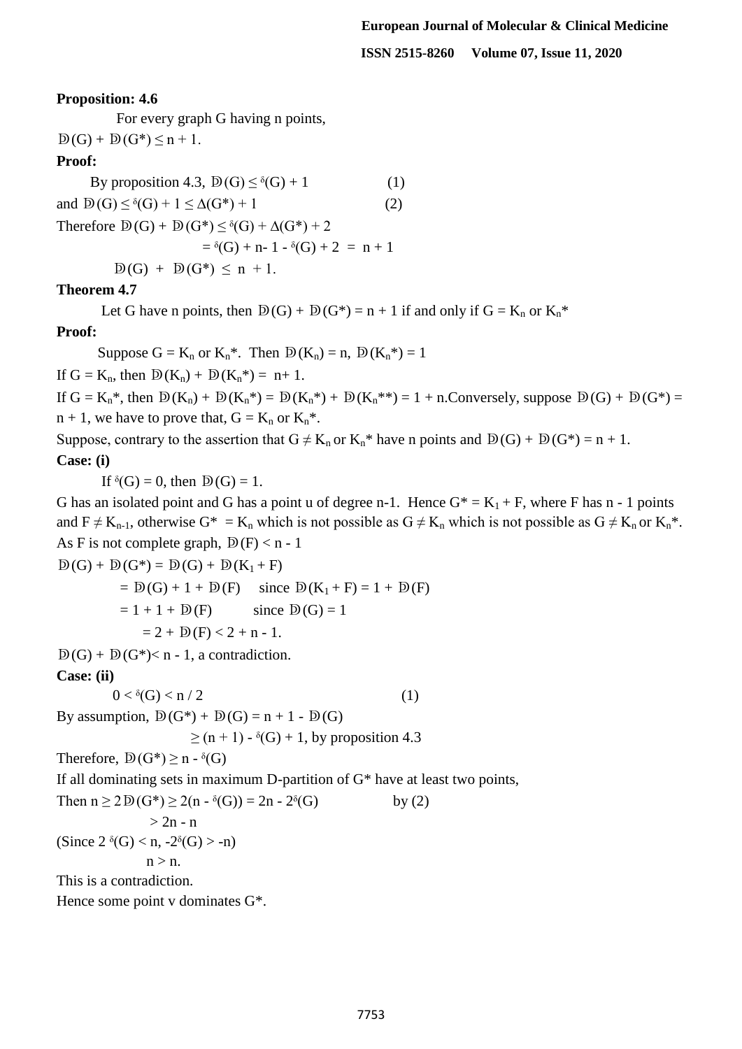**Proposition: 4.6**

For every graph G having n points,

$Đ(G) + Đ(G^*) \leq n + 1$.

**Proof:**

By proposition 4.3, $Đ(G) \leq \delta(G) + 1$ (1)

and $Đ(G) \leq \delta(G) + 1 \leq \Delta(G^*) + 1$ (2)

Therefore $Đ(G) + Đ(G^*) \leq \delta(G) + \Delta(G^*) + 2$

$= \delta(G) + n - 1 - \delta(G) + 2 = n + 1$

$Đ(G) + Đ(G^*) \leq n + 1$.

**Theorem 4.7**

Let G have n points, then $Đ(G) + Đ(G^*) = n + 1$ if and only if $G = K_n$ or $K_n^*$

**Proof:**

Suppose $G = K_n$ or $K_n^*$. Then $Đ(K_n) = n$, $Đ(K_n^*) = 1$

If $G = K_n$, then $Đ(K_n) + Đ(K_n^*) = n + 1$.

If $G = K_n^*$, then $Đ(K_n) + Đ(K_n^*) = Đ(K_n^*) + Đ(K_n^{**}) = 1 + n$. Conversely, suppose $Đ(G) + Đ(G^*) = n + 1$, we have to prove that, $G = K_n$ or $K_n^*$.

Suppose, contrary to the assertion that $G \neq K_n$ or $K_n^*$ have n points and $Đ(G) + Đ(G^*) = n + 1$.

**Case: (i)**

If $\delta(G) = 0$, then $Đ(G) = 1$.

G has an isolated point and G has a point u of degree n-1. Hence $G^* = K_1 + F$, where F has n - 1 points and $F \neq K_{n-1}$, otherwise $G^* = K_n$ which is not possible as $G \neq K_n$ which is not possible as $G \neq K_n$ or $K_n^*$. As F is not complete graph, $Đ(F) < n - 1$

$Đ(G) + Đ(G^*) = Đ(G) + Đ(K_1 + F)$

$= Đ(G) + 1 + Đ(F)$ since $Đ(K_1 + F) = 1 + Đ(F)$

$= 1 + 1 + Đ(F)$ since $Đ(G) = 1$

$= 2 + Đ(F) < 2 + n - 1$.

$Đ(G) + Đ(G^*) < n - 1$, a contradiction.

**Case: (ii)**

$0 < \delta(G) < n / 2$ (1)

By assumption, $Đ(G^*) + Đ(G) = n + 1 - Đ(G)$

$\geq (n + 1) - \delta(G) + 1$, by proposition 4.3

Therefore, $Đ(G^*) \geq n - \delta(G)$

If all dominating sets in maximum D-partition of $G^*$ have at least two points,

Then $n \geq 2Đ(G^*) \geq 2(n - \delta(G)) = 2n - 2\delta(G)$ by (2)

$> 2n - n$

(Since $2\delta(G) < n$, $-2\delta(G) > -n$)

$n > n$.

This is a contradiction.

Hence some point v dominates $G^*$.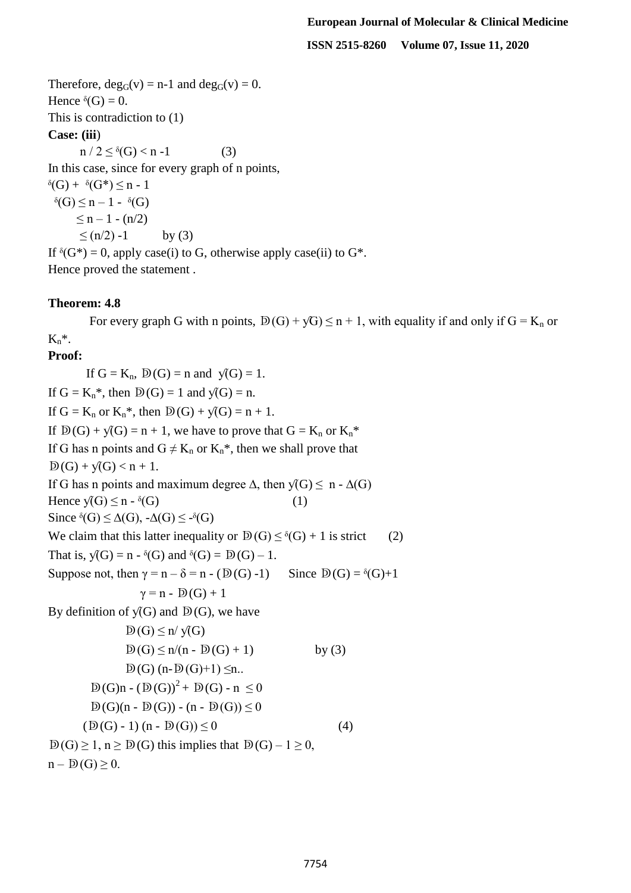Therefore, $\deg_G(v) = n-1$ and $\deg_G(v) = 0$.

Hence $\delta(G) = 0$.

This is contradiction to (1)

**Case: (iii)**

$$n / 2 \leq \delta(G) < n - 1 \qquad (3)$$

In this case, since for every graph of n points,

$\delta(G) + \delta(G^*) \leq n - 1$

$\delta(G) \leq n - 1 - \delta(G)$

$\leq n - 1 - (n/2)$

$\leq (n/2) - 1$ by (3)

If $\delta(G^*) = 0$, apply case(i) to G, otherwise apply case(ii) to G*.

Hence proved the statement .

**Theorem: 4.8**

For every graph G with n points, $Ð(G) + \gamma(G) \leq n + 1$, with equality if and only if $G = K_n$ or $K_n^*$.

**Proof:**

If $G = K_n$, $Ð(G) = n$ and $\gamma(G) = 1$.

If $G = K_n^*$, then $Ð(G) = 1$ and $\gamma(G) = n$.

If $G = K_n$ or $K_n^*$, then $Ð(G) + \gamma(G) = n + 1$.

If $Ð(G) + \gamma(G) = n + 1$, we have to prove that $G = K_n$ or $K_n^*$

If G has n points and $G \neq K_n$ or $K_n^*$, then we shall prove that

$Ð(G) + \gamma(G) < n + 1$.

If G has n points and maximum degree $\Delta$, then $\gamma(G) \leq n - \Delta(G)$

Hence $\gamma(G) \leq n - \delta(G)$ (1)

Since $\delta(G) \leq \Delta(G)$, $-\Delta(G) \leq -\delta(G)$

We claim that this latter inequality or $Ð(G) \leq \delta(G) + 1$ is strict (2)

That is, $\gamma(G) = n - \delta(G)$ and $\delta(G) = Ð(G) - 1$.

Suppose not, then $\gamma = n - \delta = n - (Ð(G) - 1)$ Since $Ð(G) = \delta(G) + 1$

$$\gamma = n - Ð(G) + 1$$

By definition of $\gamma(G)$ and $Ð(G)$, we have

$$Ð(G) \leq n / \gamma(G)$$

$$Ð(G) \leq n/(n - Ð(G) + 1) \qquad \text{by (3)}$$

$$Ð(G)(n - Ð(G) + 1) \leq n..$$

$$Ð(G)n - (Ð(G))^2 + Ð(G) - n \leq 0$$

$$Ð(G)(n - Ð(G)) - (n - Ð(G)) \leq 0$$

$$(Ð(G) - 1)(n - Ð(G)) \leq 0 \qquad (4)$$

$Ð(G) \geq 1$, $n \geq Ð(G)$ this implies that $Ð(G) - 1 \geq 0$,

$n - Ð(G) \geq 0$.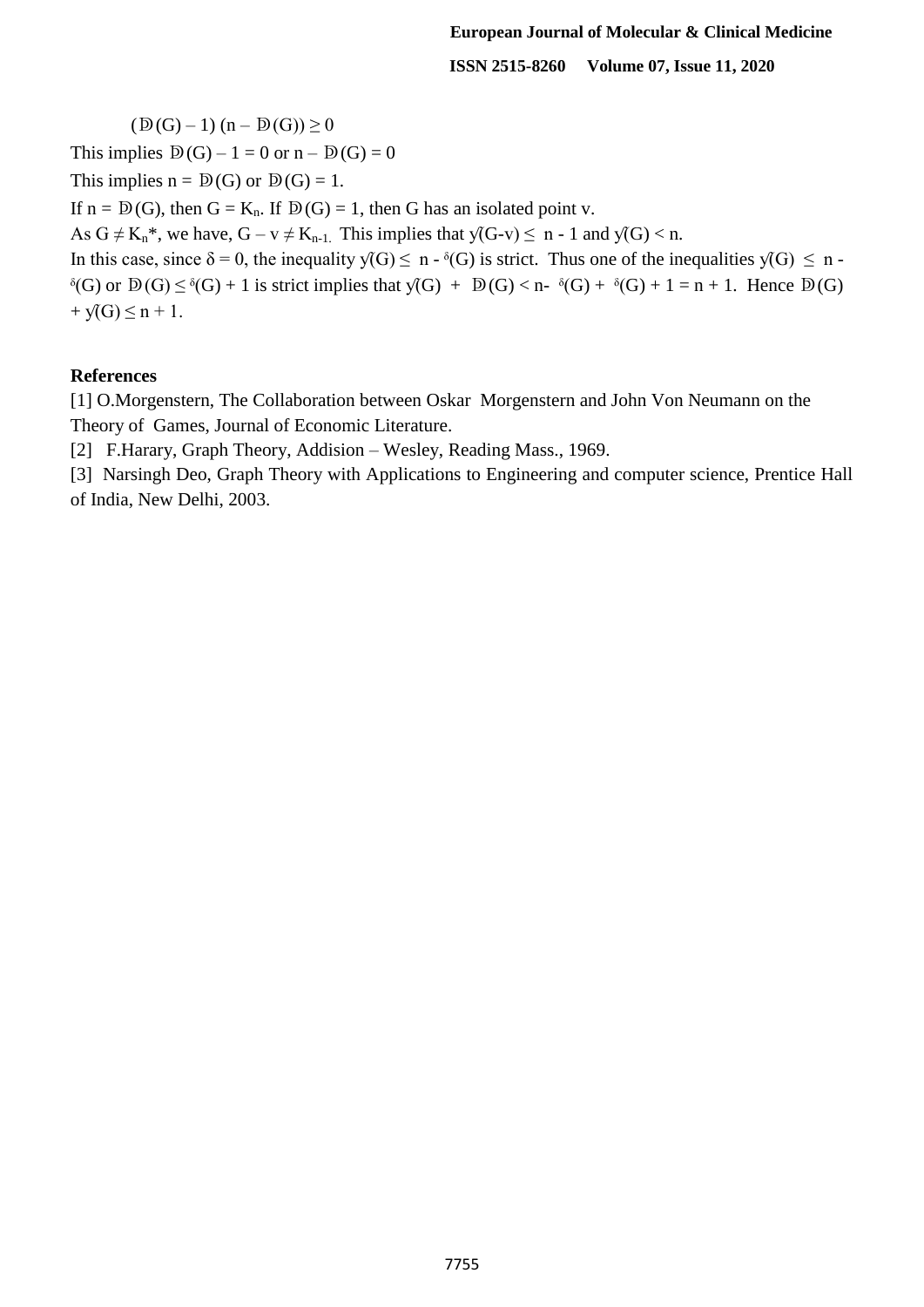$$(\text{Ɗ}(G) - 1)\,(n - \text{Ɗ}(G)) \geq 0$$

This implies $\text{Ɗ}(G) - 1 = 0$ or $n - \text{Ɗ}(G) = 0$

This implies $n = \text{Ɗ}(G)$ or $\text{Ɗ}(G) = 1$.

If $n = \text{Ɗ}(G)$, then $G = K_n$. If $\text{Ɗ}(G) = 1$, then G has an isolated point v.

As $G \neq K_n^*$, we have, $G - v \neq K_{n-1.}$ This implies that $\gamma(G\text{-}v) \leq n - 1$ and $\gamma(G) < n$.

In this case, since $\delta = 0$, the inequality $\gamma(G) \leq n - {}^{\delta}(G)$ is strict. Thus one of the inequalities $\gamma(G) \leq n - {}^{\delta}(G)$ or $\text{Ɗ}(G) \leq {}^{\delta}(G) + 1$ is strict implies that $\gamma(G) + \text{Ɗ}(G) < n - {}^{\delta}(G) + {}^{\delta}(G) + 1 = n + 1$. Hence $\text{Ɗ}(G) + \gamma(G) \leq n + 1$.

## References

[1] O.Morgenstern, The Collaboration between Oskar Morgenstern and John Von Neumann on the Theory of Games, Journal of Economic Literature.

[2] F.Harary, Graph Theory, Addision – Wesley, Reading Mass., 1969.

[3] Narsingh Deo, Graph Theory with Applications to Engineering and computer science, Prentice Hall of India, New Delhi, 2003.